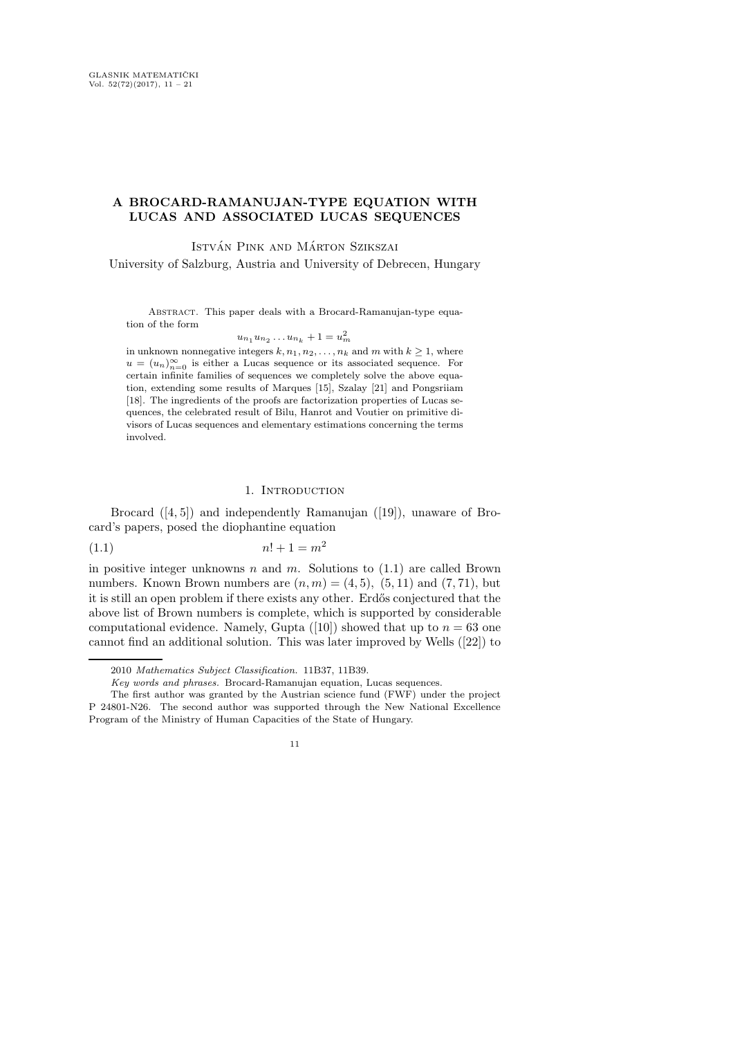# A BROCARD-RAMANUJAN-TYPE EQUATION WITH LUCAS AND ASSOCIATED LUCAS SEQUENCES

István Pink and Márton Szikszai

University of Salzburg, Austria and University of Debrecen, Hungary

Abstract. This paper deals with a Brocard-Ramanujan-type equation of the form

$$u_{n_1} u_{n_2} \dots u_{n_k} + 1 = u_m^2$$

in unknown nonnegative integers $k, n_1, n_2, \dots, n_k$ and $m$ with $k \geq 1$, where $u = (u_n)_{n=0}^{\infty}$ is either a Lucas sequence or its associated sequence. For certain infinite families of sequences we completely solve the above equation, extending some results of Marques [15], Szalay [21] and Pongsriiam [18]. The ingredients of the proofs are factorization properties of Lucas sequences, the celebrated result of Bilu, Hanrot and Voutier on primitive divisors of Lucas sequences and elementary estimations concerning the terms involved.

## 1. Introduction

Brocard ([4, 5]) and independently Ramanujan ([19]), unaware of Brocard's papers, posed the diophantine equation

$$n! + 1 = m^2 \tag{1.1}$$

in positive integer unknowns $n$ and $m$. Solutions to (1.1) are called Brown numbers. Known Brown numbers are $(n, m) = (4, 5)$, $(5, 11)$ and $(7, 71)$, but it is still an open problem if there exists any other. Erdős conjectured that the above list of Brown numbers is complete, which is supported by considerable computational evidence. Namely, Gupta ([10]) showed that up to $n = 63$ one cannot find an additional solution. This was later improved by Wells ([22]) to

---

2010 *Mathematics Subject Classification.* 11B37, 11B39.

*Key words and phrases.* Brocard-Ramanujan equation, Lucas sequences.

The first author was granted by the Austrian science fund (FWF) under the project P 24801-N26. The second author was supported through the New National Excellence Program of the Ministry of Human Capacities of the State of Hungary.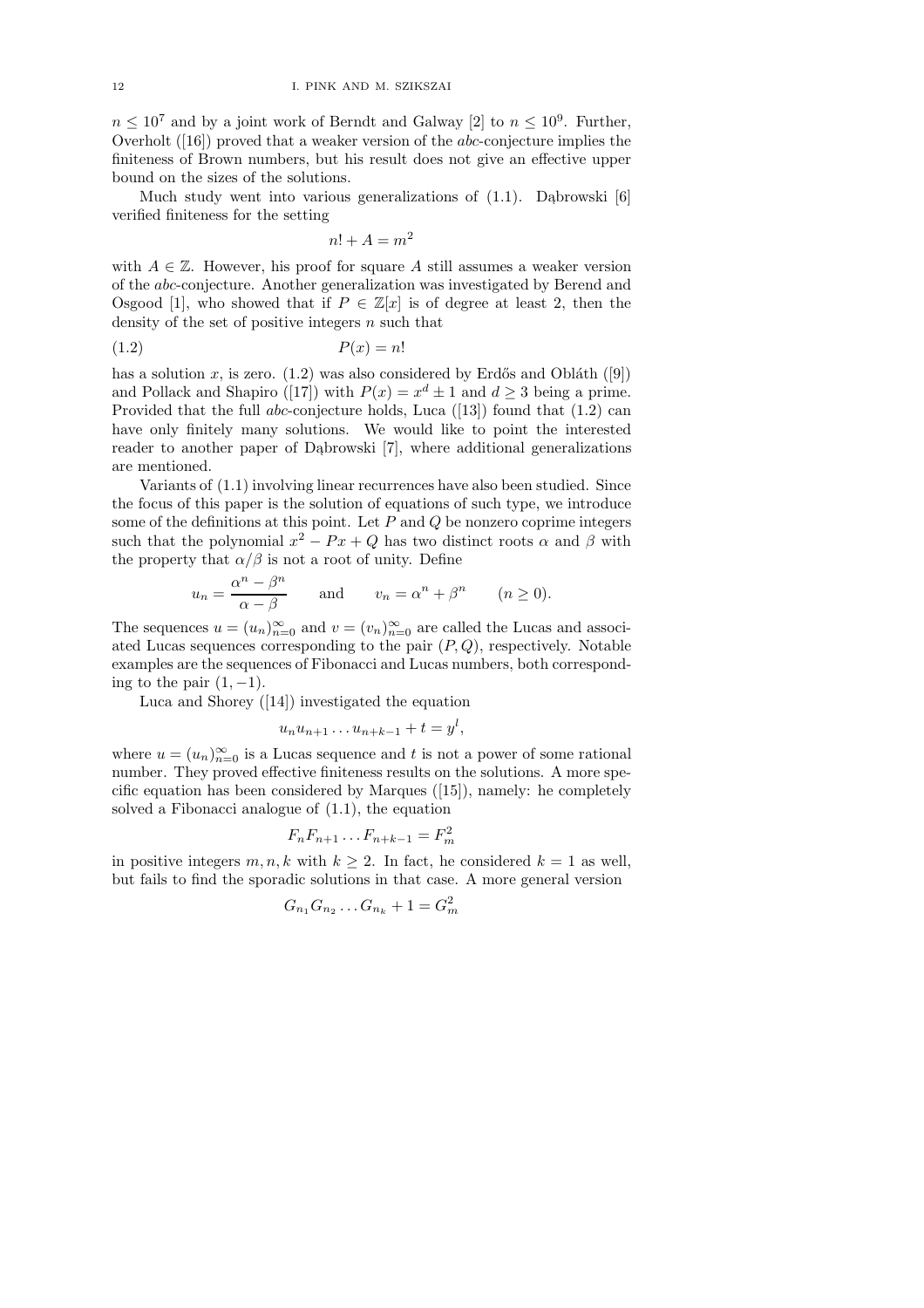$n \leq 10^7$ and by a joint work of Berndt and Galway [2] to $n \leq 10^9$. Further, Overholt ([16]) proved that a weaker version of the *abc*-conjecture implies the finiteness of Brown numbers, but his result does not give an effective upper bound on the sizes of the solutions.

Much study went into various generalizations of (1.1). Dąbrowski [6] verified finiteness for the setting

$$n! + A = m^2$$

with $A \in \mathbb{Z}$. However, his proof for square $A$ still assumes a weaker version of the *abc*-conjecture. Another generalization was investigated by Berend and Osgood [1], who showed that if $P \in \mathbb{Z}[x]$ is of degree at least 2, then the density of the set of positive integers $n$ such that

$$P(x) = n! \tag{1.2}$$

has a solution $x$, is zero. (1.2) was also considered by Erdős and Obláth ([9]) and Pollack and Shapiro ([17]) with $P(x) = x^d \pm 1$ and $d \geq 3$ being a prime. Provided that the full *abc*-conjecture holds, Luca ([13]) found that (1.2) can have only finitely many solutions. We would like to point the interested reader to another paper of Dąbrowski [7], where additional generalizations are mentioned.

Variants of (1.1) involving linear recurrences have also been studied. Since the focus of this paper is the solution of equations of such type, we introduce some of the definitions at this point. Let $P$ and $Q$ be nonzero coprime integers such that the polynomial $x^2 - Px + Q$ has two distinct roots $\alpha$ and $\beta$ with the property that $\alpha/\beta$ is not a root of unity. Define

$$u_n = \frac{\alpha^n - \beta^n}{\alpha - \beta} \qquad \text{and} \qquad v_n = \alpha^n + \beta^n \qquad (n \geq 0).$$

The sequences $u = (u_n)_{n=0}^{\infty}$ and $v = (v_n)_{n=0}^{\infty}$ are called the Lucas and associated Lucas sequences corresponding to the pair $(P, Q)$, respectively. Notable examples are the sequences of Fibonacci and Lucas numbers, both corresponding to the pair $(1, -1)$.

Luca and Shorey ([14]) investigated the equation

$$u_n u_{n+1} \ldots u_{n+k-1} + t = y^l,$$

where $u = (u_n)_{n=0}^{\infty}$ is a Lucas sequence and $t$ is not a power of some rational number. They proved effective finiteness results on the solutions. A more specific equation has been considered by Marques ([15]), namely: he completely solved a Fibonacci analogue of (1.1), the equation

$$F_n F_{n+1} \ldots F_{n+k-1} = F_m^2$$

in positive integers $m, n, k$ with $k \geq 2$. In fact, he considered $k = 1$ as well, but fails to find the sporadic solutions in that case. A more general version

$$G_{n_1} G_{n_2} \ldots G_{n_k} + 1 = G_m^2$$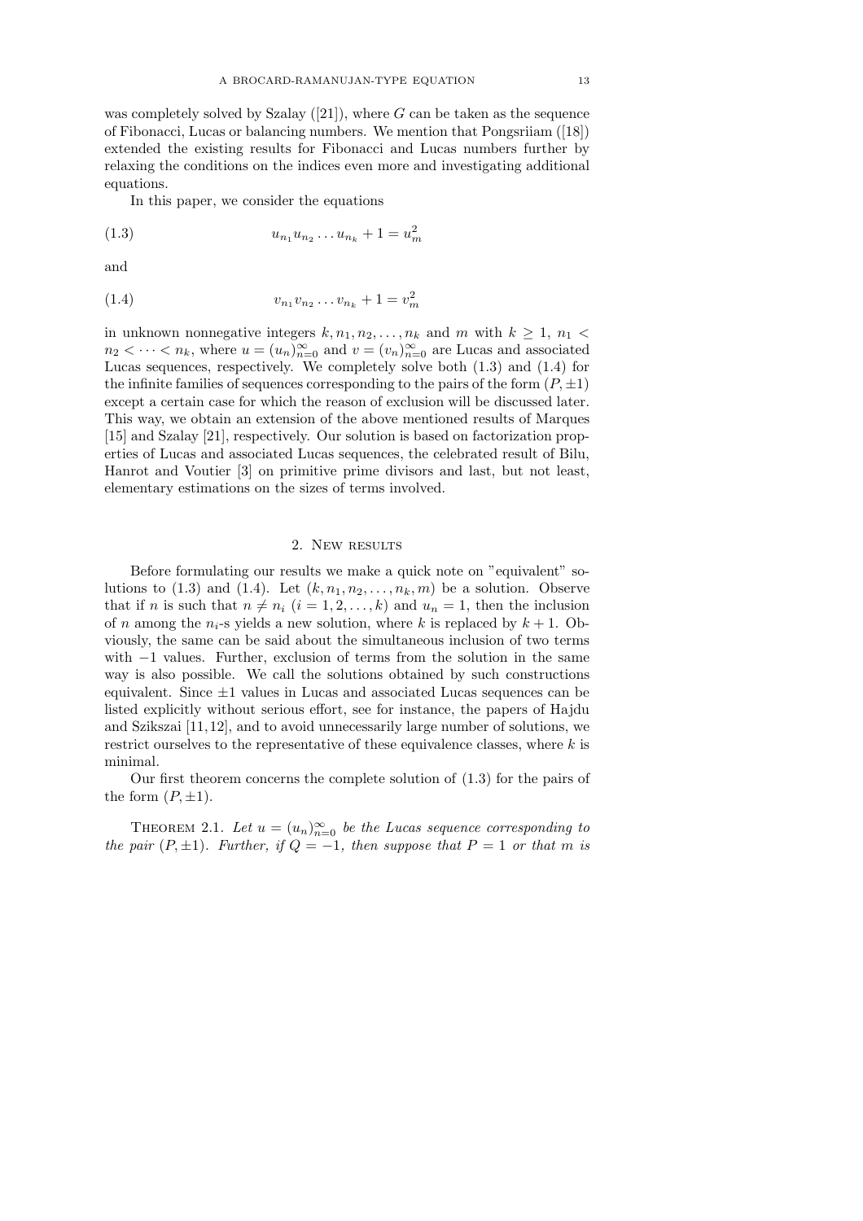was completely solved by Szalay ([21]), where $G$ can be taken as the sequence of Fibonacci, Lucas or balancing numbers. We mention that Pongsriiam ([18]) extended the existing results for Fibonacci and Lucas numbers further by relaxing the conditions on the indices even more and investigating additional equations.

In this paper, we consider the equations

$$u_{n_1}u_{n_2}\dots u_{n_k}+1=u_m^2 \tag{1.3}$$

and

$$v_{n_1}v_{n_2}\dots v_{n_k}+1=v_m^2 \tag{1.4}$$

in unknown nonnegative integers $k, n_1, n_2, \dots, n_k$ and $m$ with $k \geq 1$, $n_1 < n_2 < \dots < n_k$, where $u = (u_n)_{n=0}^{\infty}$ and $v = (v_n)_{n=0}^{\infty}$ are Lucas and associated Lucas sequences, respectively. We completely solve both (1.3) and (1.4) for the infinite families of sequences corresponding to the pairs of the form $(P, \pm 1)$ except a certain case for which the reason of exclusion will be discussed later. This way, we obtain an extension of the above mentioned results of Marques [15] and Szalay [21], respectively. Our solution is based on factorization properties of Lucas and associated Lucas sequences, the celebrated result of Bilu, Hanrot and Voutier [3] on primitive prime divisors and last, but not least, elementary estimations on the sizes of terms involved.

## 2. New results

Before formulating our results we make a quick note on "equivalent" solutions to (1.3) and (1.4). Let $(k, n_1, n_2, \dots, n_k, m)$ be a solution. Observe that if $n$ is such that $n \neq n_i$ $(i = 1, 2, \dots, k)$ and $u_n = 1$, then the inclusion of $n$ among the $n_i$-s yields a new solution, where $k$ is replaced by $k+1$. Obviously, the same can be said about the simultaneous inclusion of two terms with $-1$ values. Further, exclusion of terms from the solution in the same way is also possible. We call the solutions obtained by such constructions equivalent. Since $\pm 1$ values in Lucas and associated Lucas sequences can be listed explicitly without serious effort, see for instance, the papers of Hajdu and Szikszai [11,12], and to avoid unnecessarily large number of solutions, we restrict ourselves to the representative of these equivalence classes, where $k$ is minimal.

Our first theorem concerns the complete solution of (1.3) for the pairs of the form $(P, \pm 1)$.

Theorem 2.1. *Let $u = (u_n)_{n=0}^{\infty}$ be the Lucas sequence corresponding to the pair $(P, \pm 1)$. Further, if $Q = -1$, then suppose that $P = 1$ or that $m$ is*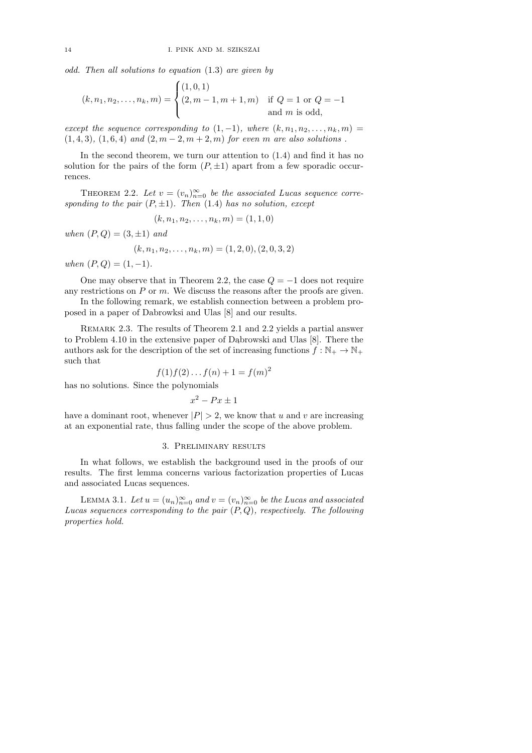*odd. Then all solutions to equation* (1.3) *are given by*

$$(k, n_1, n_2, \ldots, n_k, m) = \begin{cases} (1, 0, 1) \\ (2, m-1, m+1, m) & \text{if } Q = 1 \text{ or } Q = -1 \\ & \text{and } m \text{ is odd,} \end{cases}$$

*except the sequence corresponding to* $(1, -1)$*, where* $(k, n_1, n_2, \ldots, n_k, m) = (1, 4, 3)$*,* $(1, 6, 4)$ *and* $(2, m-2, m+2, m)$ *for even* $m$ *are also solutions .*

In the second theorem, we turn our attention to (1.4) and find it has no solution for the pairs of the form $(P, \pm 1)$ apart from a few sporadic occurrences.

Theorem 2.2. *Let* $v = (v_n)_{n=0}^{\infty}$ *be the associated Lucas sequence corresponding to the pair* $(P, \pm 1)$*. Then* (1.4) *has no solution, except*

$$(k, n_1, n_2, \ldots, n_k, m) = (1, 1, 0)$$

*when* $(P, Q) = (3, \pm 1)$ *and*

$$(k, n_1, n_2, \ldots, n_k, m) = (1, 2, 0), (2, 0, 3, 2)$$

*when* $(P, Q) = (1, -1)$*.*

One may observe that in Theorem 2.2, the case $Q = -1$ does not require any restrictions on $P$ or $m$. We discuss the reasons after the proofs are given.

In the following remark, we establish connection between a problem proposed in a paper of Dabrowksi and Ulas [8] and our results.

Remark 2.3. The results of Theorem 2.1 and 2.2 yields a partial answer to Problem 4.10 in the extensive paper of Dąbrowski and Ulas [8]. There the authors ask for the description of the set of increasing functions $f : \mathbb{N}_+ \to \mathbb{N}_+$ such that

$$f(1)f(2)\ldots f(n) + 1 = f(m)^2$$

has no solutions. Since the polynomials

$$x^2 - Px \pm 1$$

have a dominant root, whenever $|P| > 2$, we know that $u$ and $v$ are increasing at an exponential rate, thus falling under the scope of the above problem.

## 3. Preliminary results

In what follows, we establish the background used in the proofs of our results. The first lemma concerns various factorization properties of Lucas and associated Lucas sequences.

Lemma 3.1. *Let* $u = (u_n)_{n=0}^{\infty}$ *and* $v = (v_n)_{n=0}^{\infty}$ *be the Lucas and associated Lucas sequences corresponding to the pair* $(P, Q)$*, respectively. The following properties hold.*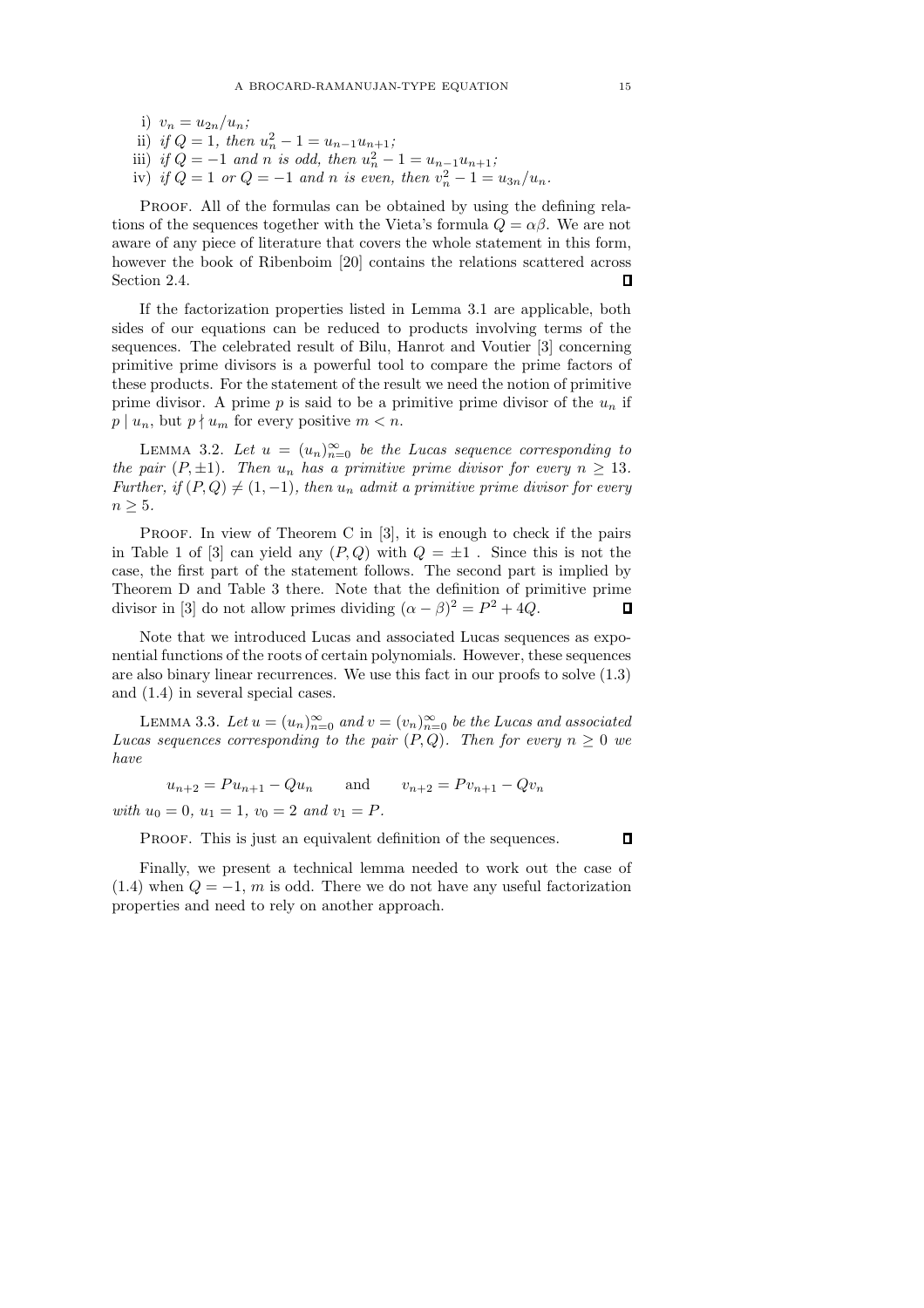i) $v_n = u_{2n}/u_n$;
ii) *if* $Q = 1$, *then* $u_n^2 - 1 = u_{n-1}u_{n+1}$;
iii) *if* $Q = -1$ *and* $n$ *is odd, then* $u_n^2 - 1 = u_{n-1}u_{n+1}$;
iv) *if* $Q = 1$ *or* $Q = -1$ *and* $n$ *is even, then* $v_n^2 - 1 = u_{3n}/u_n$.

Proof. All of the formulas can be obtained by using the defining relations of the sequences together with the Vieta's formula $Q = \alpha\beta$. We are not aware of any piece of literature that covers the whole statement in this form, however the book of Ribenboim [20] contains the relations scattered across Section 2.4. □

If the factorization properties listed in Lemma 3.1 are applicable, both sides of our equations can be reduced to products involving terms of the sequences. The celebrated result of Bilu, Hanrot and Voutier [3] concerning primitive prime divisors is a powerful tool to compare the prime factors of these products. For the statement of the result we need the notion of primitive prime divisor. A prime $p$ is said to be a primitive prime divisor of the $u_n$ if $p \mid u_n$, but $p \nmid u_m$ for every positive $m < n$.

Lemma 3.2. *Let* $u = (u_n)_{n=0}^{\infty}$ *be the Lucas sequence corresponding to the pair* $(P, \pm 1)$. *Then* $u_n$ *has a primitive prime divisor for every* $n \geq 13$. *Further, if* $(P, Q) \neq (1, -1)$, *then* $u_n$ *admit a primitive prime divisor for every* $n \geq 5$.

Proof. In view of Theorem C in [3], it is enough to check if the pairs in Table 1 of [3] can yield any $(P, Q)$ with $Q = \pm 1$ . Since this is not the case, the first part of the statement follows. The second part is implied by Theorem D and Table 3 there. Note that the definition of primitive prime divisor in [3] do not allow primes dividing $(\alpha - \beta)^2 = P^2 + 4Q$. □

Note that we introduced Lucas and associated Lucas sequences as exponential functions of the roots of certain polynomials. However, these sequences are also binary linear recurrences. We use this fact in our proofs to solve (1.3) and (1.4) in several special cases.

Lemma 3.3. *Let* $u = (u_n)_{n=0}^{\infty}$ *and* $v = (v_n)_{n=0}^{\infty}$ *be the Lucas and associated Lucas sequences corresponding to the pair* $(P, Q)$. *Then for every* $n \geq 0$ *we have*

$$u_{n+2} = Pu_{n+1} - Qu_n \qquad \text{and} \qquad v_{n+2} = Pv_{n+1} - Qv_n$$

*with* $u_0 = 0$, $u_1 = 1$, $v_0 = 2$ *and* $v_1 = P$.

Proof. This is just an equivalent definition of the sequences. □

Finally, we present a technical lemma needed to work out the case of (1.4) when $Q = -1$, $m$ is odd. There we do not have any useful factorization properties and need to rely on another approach.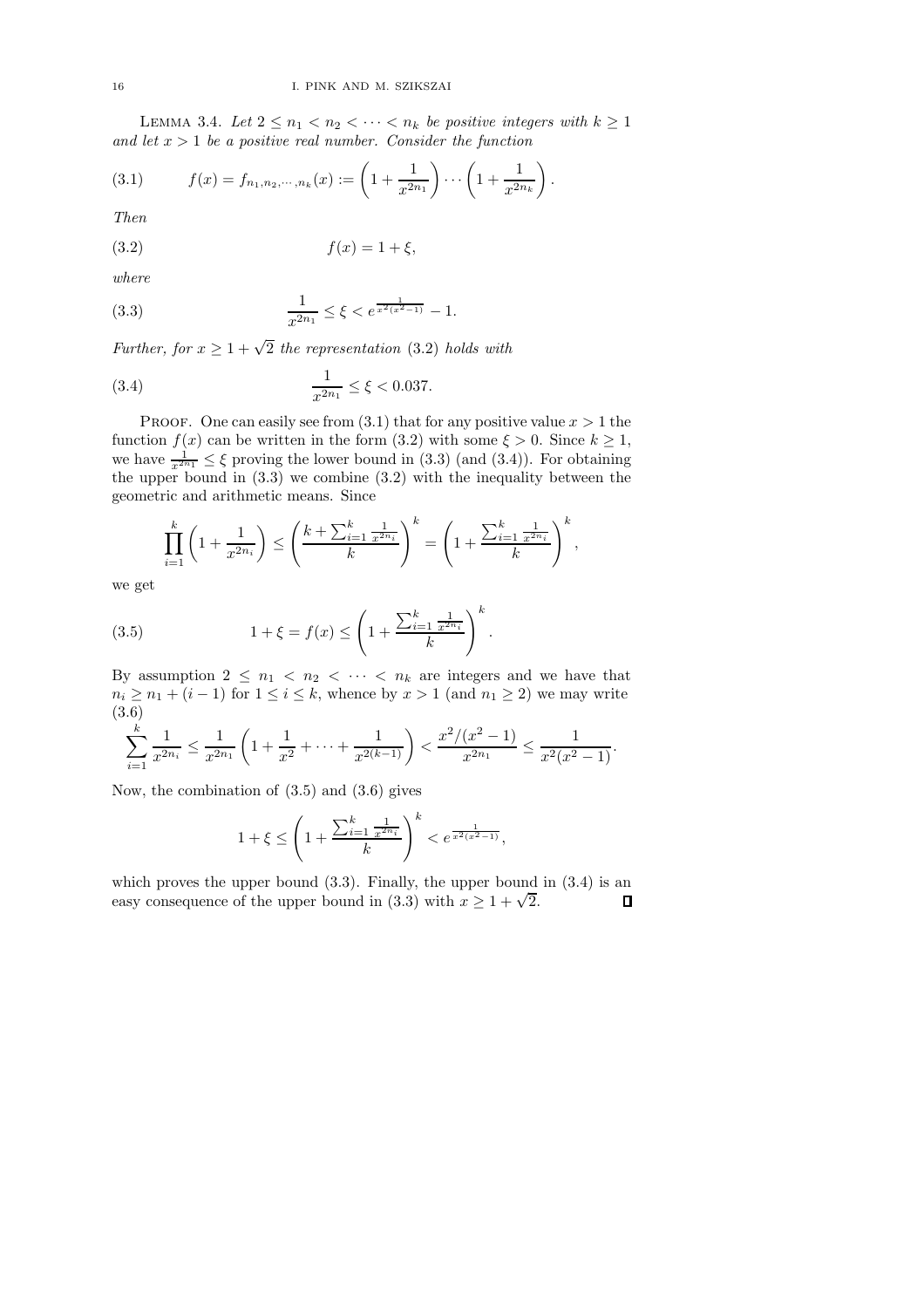LEMMA 3.4. *Let $2 \le n_1 < n_2 < \cdots < n_k$ be positive integers with $k \ge 1$ and let $x > 1$ be a positive real number. Consider the function*

$$f(x) = f_{n_1,n_2,\cdots,n_k}(x) := \left(1 + \frac{1}{x^{2n_1}}\right) \cdots \left(1 + \frac{1}{x^{2n_k}}\right). \tag{3.1}$$

*Then*

$$f(x) = 1 + \xi, \tag{3.2}$$

*where*

$$\frac{1}{x^{2n_1}} \le \xi < e^{\frac{1}{x^2(x^2-1)}} - 1. \tag{3.3}$$

*Further, for $x \ge 1 + \sqrt{2}$ the representation* (3.2) *holds with*

$$\frac{1}{x^{2n_1}} \le \xi < 0.037. \tag{3.4}$$

PROOF. One can easily see from (3.1) that for any positive value $x > 1$ the function $f(x)$ can be written in the form (3.2) with some $\xi > 0$. Since $k \ge 1$, we have $\frac{1}{x^{2n_1}} \le \xi$ proving the lower bound in (3.3) (and (3.4)). For obtaining the upper bound in (3.3) we combine (3.2) with the inequality between the geometric and arithmetic means. Since

$$\prod_{i=1}^{k} \left(1 + \frac{1}{x^{2n_i}}\right) \le \left(\frac{k + \sum_{i=1}^{k} \frac{1}{x^{2n_i}}}{k}\right)^k = \left(1 + \frac{\sum_{i=1}^{k} \frac{1}{x^{2n_i}}}{k}\right)^k,$$

we get

$$1 + \xi = f(x) \le \left(1 + \frac{\sum_{i=1}^{k} \frac{1}{x^{2n_i}}}{k}\right)^k. \tag{3.5}$$

By assumption $2 \le n_1 < n_2 < \cdots < n_k$ are integers and we have that $n_i \ge n_1 + (i-1)$ for $1 \le i \le k$, whence by $x > 1$ (and $n_1 \ge 2$) we may write

$$\sum_{i=1}^{k} \frac{1}{x^{2n_i}} \le \frac{1}{x^{2n_1}} \left(1 + \frac{1}{x^2} + \cdots + \frac{1}{x^{2(k-1)}}\right) < \frac{x^2/(x^2-1)}{x^{2n_1}} \le \frac{1}{x^2(x^2-1)}. \tag{3.6}$$

Now, the combination of (3.5) and (3.6) gives

$$1 + \xi \le \left(1 + \frac{\sum_{i=1}^{k} \frac{1}{x^{2n_i}}}{k}\right)^k < e^{\frac{1}{x^2(x^2-1)}},$$

which proves the upper bound (3.3). Finally, the upper bound in (3.4) is an easy consequence of the upper bound in (3.3) with $x \ge 1 + \sqrt{2}$. ∎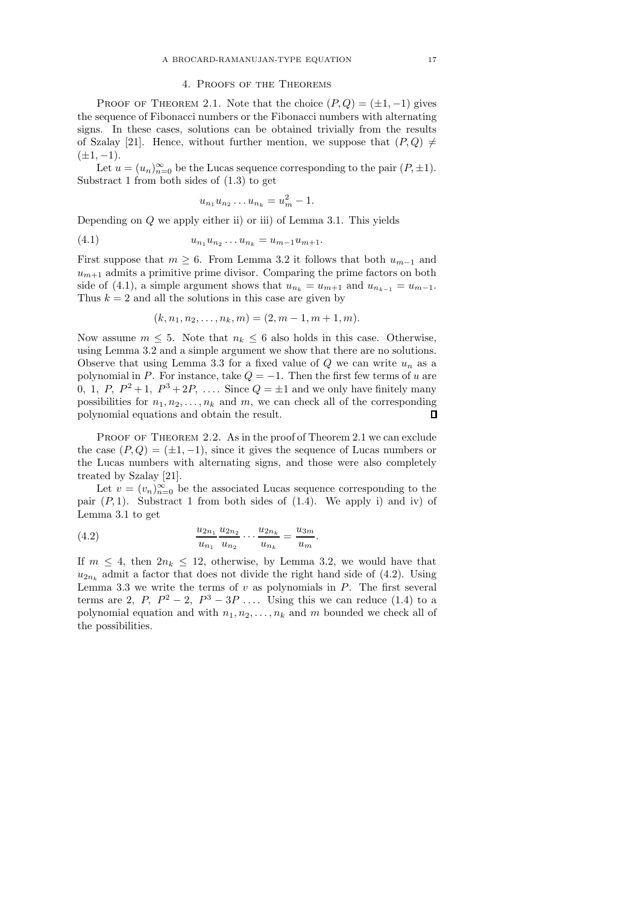## 4. Proofs of the Theorems

Proof of Theorem 2.1. Note that the choice $(P, Q) = (\pm 1, -1)$ gives the sequence of Fibonacci numbers or the Fibonacci numbers with alternating signs. In these cases, solutions can be obtained trivially from the results of Szalay [21]. Hence, without further mention, we suppose that $(P, Q) \neq (\pm 1, -1)$.

Let $u = (u_n)_{n=0}^{\infty}$ be the Lucas sequence corresponding to the pair $(P, \pm 1)$. Substract 1 from both sides of (1.3) to get

$$u_{n_1} u_{n_2} \dots u_{n_k} = u_m^2 - 1.$$

Depending on $Q$ we apply either ii) or iii) of Lemma 3.1. This yields

$$u_{n_1} u_{n_2} \dots u_{n_k} = u_{m-1} u_{m+1}. \tag{4.1}$$

First suppose that $m \geq 6$. From Lemma 3.2 it follows that both $u_{m-1}$ and $u_{m+1}$ admits a primitive prime divisor. Comparing the prime factors on both side of (4.1), a simple argument shows that $u_{n_k} = u_{m+1}$ and $u_{n_{k-1}} = u_{m-1}$. Thus $k = 2$ and all the solutions in this case are given by

$$(k, n_1, n_2, \dots, n_k, m) = (2, m-1, m+1, m).$$

Now assume $m \leq 5$. Note that $n_k \leq 6$ also holds in this case. Otherwise, using Lemma 3.2 and a simple argument we show that there are no solutions. Observe that using Lemma 3.3 for a fixed value of $Q$ we can write $u_n$ as a polynomial in $P$. For instance, take $Q = -1$. Then the first few terms of $u$ are $0,\ 1,\ P,\ P^2+1,\ P^3+2P,\ \dots$. Since $Q = \pm 1$ and we only have finitely many possibilities for $n_1, n_2, \dots, n_k$ and $m$, we can check all of the corresponding polynomial equations and obtain the result. ∎

Proof of Theorem 2.2. As in the proof of Theorem 2.1 we can exclude the case $(P, Q) = (\pm 1, -1)$, since it gives the sequence of Lucas numbers or the Lucas numbers with alternating signs, and those were also completely treated by Szalay [21].

Let $v = (v_n)_{n=0}^{\infty}$ be the associated Lucas sequence corresponding to the pair $(P, 1)$. Substract 1 from both sides of (1.4). We apply i) and iv) of Lemma 3.1 to get

$$\frac{u_{2n_1}}{u_{n_1}} \frac{u_{2n_2}}{u_{n_2}} \cdots \frac{u_{2n_k}}{u_{n_k}} = \frac{u_{3m}}{u_m}. \tag{4.2}$$

If $m \leq 4$, then $2n_k \leq 12$, otherwise, by Lemma 3.2, we would have that $u_{2n_k}$ admit a factor that does not divide the right hand side of (4.2). Using Lemma 3.3 we write the terms of $v$ as polynomials in $P$. The first several terms are $2,\ P,\ P^2-2,\ P^3-3P \dots$. Using this we can reduce (1.4) to a polynomial equation and with $n_1, n_2, \dots, n_k$ and $m$ bounded we check all of the possibilities.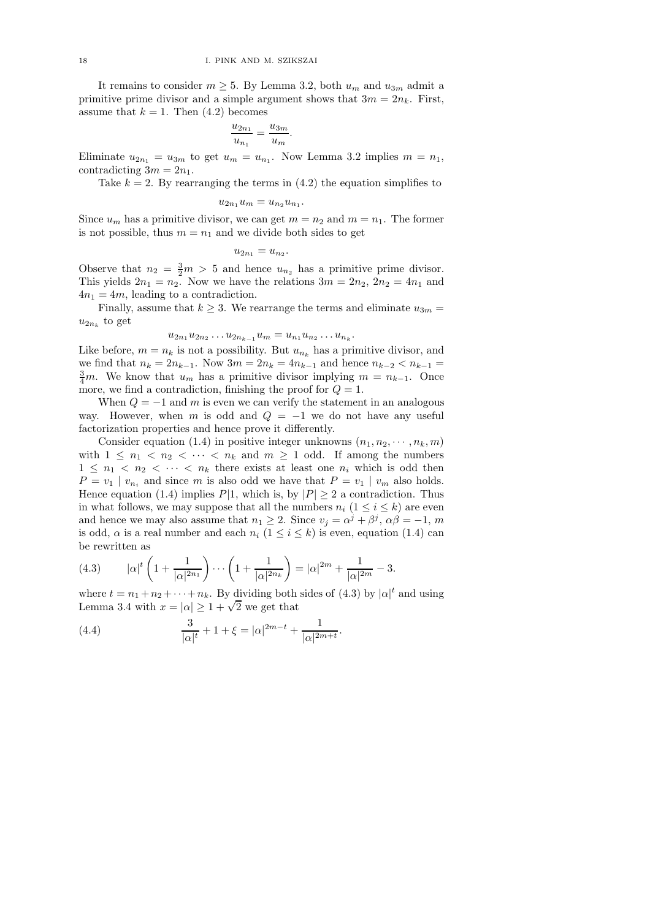It remains to consider $m \geq 5$. By Lemma 3.2, both $u_m$ and $u_{3m}$ admit a primitive prime divisor and a simple argument shows that $3m = 2n_k$. First, assume that $k = 1$. Then (4.2) becomes

$$\frac{u_{2n_1}}{u_{n_1}} = \frac{u_{3m}}{u_m}.$$

Eliminate $u_{2n_1} = u_{3m}$ to get $u_m = u_{n_1}$. Now Lemma 3.2 implies $m = n_1$, contradicting $3m = 2n_1$.

Take $k = 2$. By rearranging the terms in (4.2) the equation simplifies to

$$u_{2n_1} u_m = u_{n_2} u_{n_1}.$$

Since $u_m$ has a primitive divisor, we can get $m = n_2$ and $m = n_1$. The former is not possible, thus $m = n_1$ and we divide both sides to get

$$u_{2n_1} = u_{n_2}.$$

Observe that $n_2 = \frac{3}{2}m > 5$ and hence $u_{n_2}$ has a primitive prime divisor. This yields $2n_1 = n_2$. Now we have the relations $3m = 2n_2$, $2n_2 = 4n_1$ and $4n_1 = 4m$, leading to a contradiction.

Finally, assume that $k \geq 3$. We rearrange the terms and eliminate $u_{3m} = u_{2n_k}$ to get

$$u_{2n_1} u_{2n_2} \dots u_{2n_{k-1}} u_m = u_{n_1} u_{n_2} \dots u_{n_k}.$$

Like before, $m = n_k$ is not a possibility. But $u_{n_k}$ has a primitive divisor, and we find that $n_k = 2n_{k-1}$. Now $3m = 2n_k = 4n_{k-1}$ and hence $n_{k-2} < n_{k-1} = \frac{3}{4}m$. We know that $u_m$ has a primitive divisor implying $m = n_{k-1}$. Once more, we find a contradiction, finishing the proof for $Q = 1$.

When $Q = -1$ and $m$ is even we can verify the statement in an analogous way. However, when $m$ is odd and $Q = -1$ we do not have any useful factorization properties and hence prove it differently.

Consider equation (1.4) in positive integer unknowns $(n_1, n_2, \cdots, n_k, m)$ with $1 \leq n_1 < n_2 < \cdots < n_k$ and $m \geq 1$ odd. If among the numbers $1 \leq n_1 < n_2 < \cdots < n_k$ there exists at least one $n_i$ which is odd then $P = v_1 \mid v_{n_i}$ and since $m$ is also odd we have that $P = v_1 \mid v_m$ also holds. Hence equation (1.4) implies $P|1$, which is, by $|P| \geq 2$ a contradiction. Thus in what follows, we may suppose that all the numbers $n_i$ $(1 \leq i \leq k)$ are even and hence we may also assume that $n_1 \geq 2$. Since $v_j = \alpha^j + \beta^j$, $\alpha\beta = -1$, $m$ is odd, $\alpha$ is a real number and each $n_i$ $(1 \leq i \leq k)$ is even, equation (1.4) can be rewritten as

$$|\alpha|^t \left(1 + \frac{1}{|\alpha|^{2n_1}}\right) \cdots \left(1 + \frac{1}{|\alpha|^{2n_k}}\right) = |\alpha|^{2m} + \frac{1}{|\alpha|^{2m}} - 3. \tag{4.3}$$

where $t = n_1 + n_2 + \cdots + n_k$. By dividing both sides of (4.3) by $|\alpha|^t$ and using Lemma 3.4 with $x = |\alpha| \geq 1 + \sqrt{2}$ we get that

$$\frac{3}{|\alpha|^t} + 1 + \xi = |\alpha|^{2m-t} + \frac{1}{|\alpha|^{2m+t}}. \tag{4.4}$$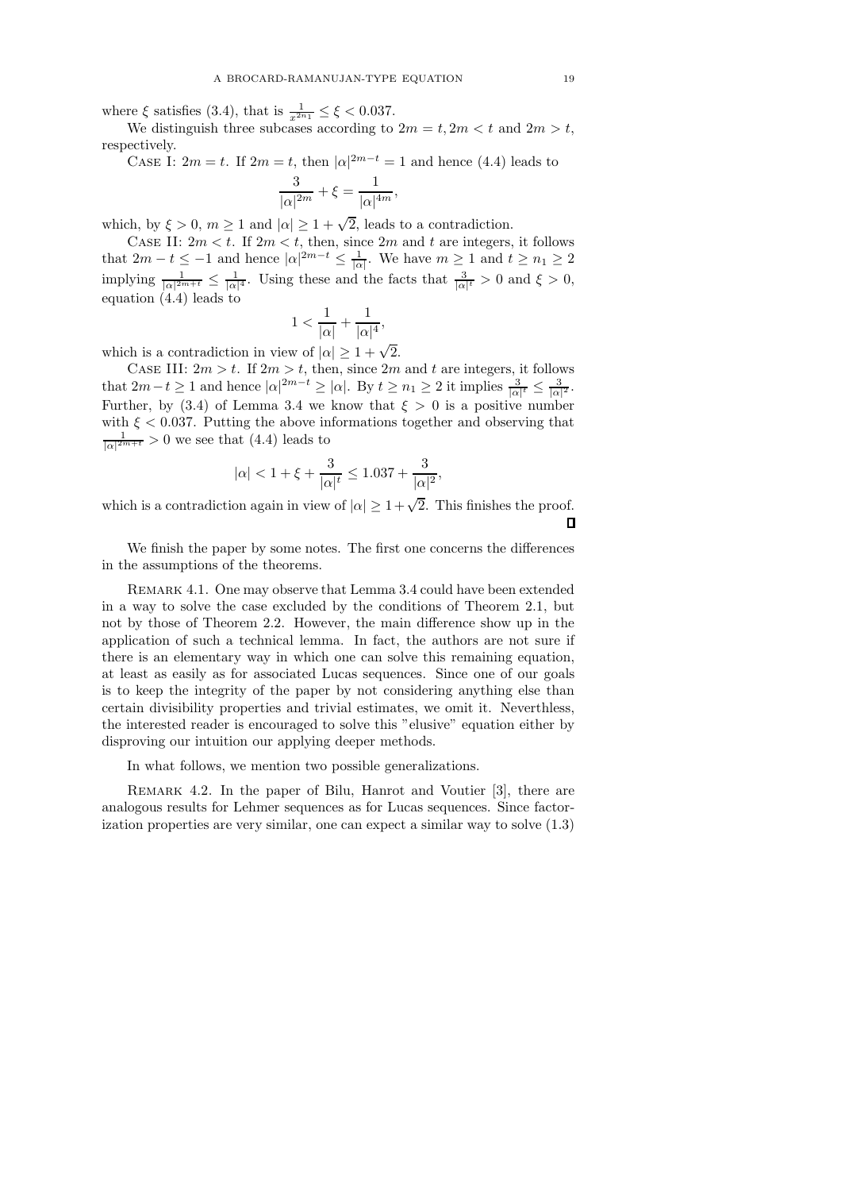where $\xi$ satisfies (3.4), that is $\frac{1}{x^{2n_1}} \le \xi < 0.037$.

We distinguish three subcases according to $2m = t, 2m < t$ and $2m > t$, respectively.

Case I: $2m = t$. If $2m = t$, then $|\alpha|^{2m-t} = 1$ and hence (4.4) leads to

$$\frac{3}{|\alpha|^{2m}} + \xi = \frac{1}{|\alpha|^{4m}},$$

which, by $\xi > 0$, $m \ge 1$ and $|\alpha| \ge 1 + \sqrt{2}$, leads to a contradiction.

Case II: $2m < t$. If $2m < t$, then, since $2m$ and $t$ are integers, it follows that $2m - t \le -1$ and hence $|\alpha|^{2m-t} \le \frac{1}{|\alpha|}$. We have $m \ge 1$ and $t \ge n_1 \ge 2$ implying $\frac{1}{|\alpha|^{2m+t}} \le \frac{1}{|\alpha|^4}$. Using these and the facts that $\frac{3}{|\alpha|^t} > 0$ and $\xi > 0$, equation (4.4) leads to

$$1 < \frac{1}{|\alpha|} + \frac{1}{|\alpha|^4},$$

which is a contradiction in view of $|\alpha| \ge 1 + \sqrt{2}$.

Case III: $2m > t$. If $2m > t$, then, since $2m$ and $t$ are integers, it follows that $2m - t \ge 1$ and hence $|\alpha|^{2m-t} \ge |\alpha|$. By $t \ge n_1 \ge 2$ it implies $\frac{3}{|\alpha|^t} \le \frac{3}{|\alpha|^2}$. Further, by (3.4) of Lemma 3.4 we know that $\xi > 0$ is a positive number with $\xi < 0.037$. Putting the above informations together and observing that $\frac{1}{|\alpha|^{2m+t}} > 0$ we see that (4.4) leads to

$$|\alpha| < 1 + \xi + \frac{3}{|\alpha|^t} \le 1.037 + \frac{3}{|\alpha|^2},$$

which is a contradiction again in view of $|\alpha| \ge 1 + \sqrt{2}$. This finishes the proof. ∎

We finish the paper by some notes. The first one concerns the differences in the assumptions of the theorems.

Remark 4.1. One may observe that Lemma 3.4 could have been extended in a way to solve the case excluded by the conditions of Theorem 2.1, but not by those of Theorem 2.2. However, the main difference show up in the application of such a technical lemma. In fact, the authors are not sure if there is an elementary way in which one can solve this remaining equation, at least as easily as for associated Lucas sequences. Since one of our goals is to keep the integrity of the paper by not considering anything else than certain divisibility properties and trivial estimates, we omit it. Neverthless, the interested reader is encouraged to solve this "elusive" equation either by disproving our intuition our applying deeper methods.

In what follows, we mention two possible generalizations.

Remark 4.2. In the paper of Bilu, Hanrot and Voutier [3], there are analogous results for Lehmer sequences as for Lucas sequences. Since factorization properties are very similar, one can expect a similar way to solve (1.3)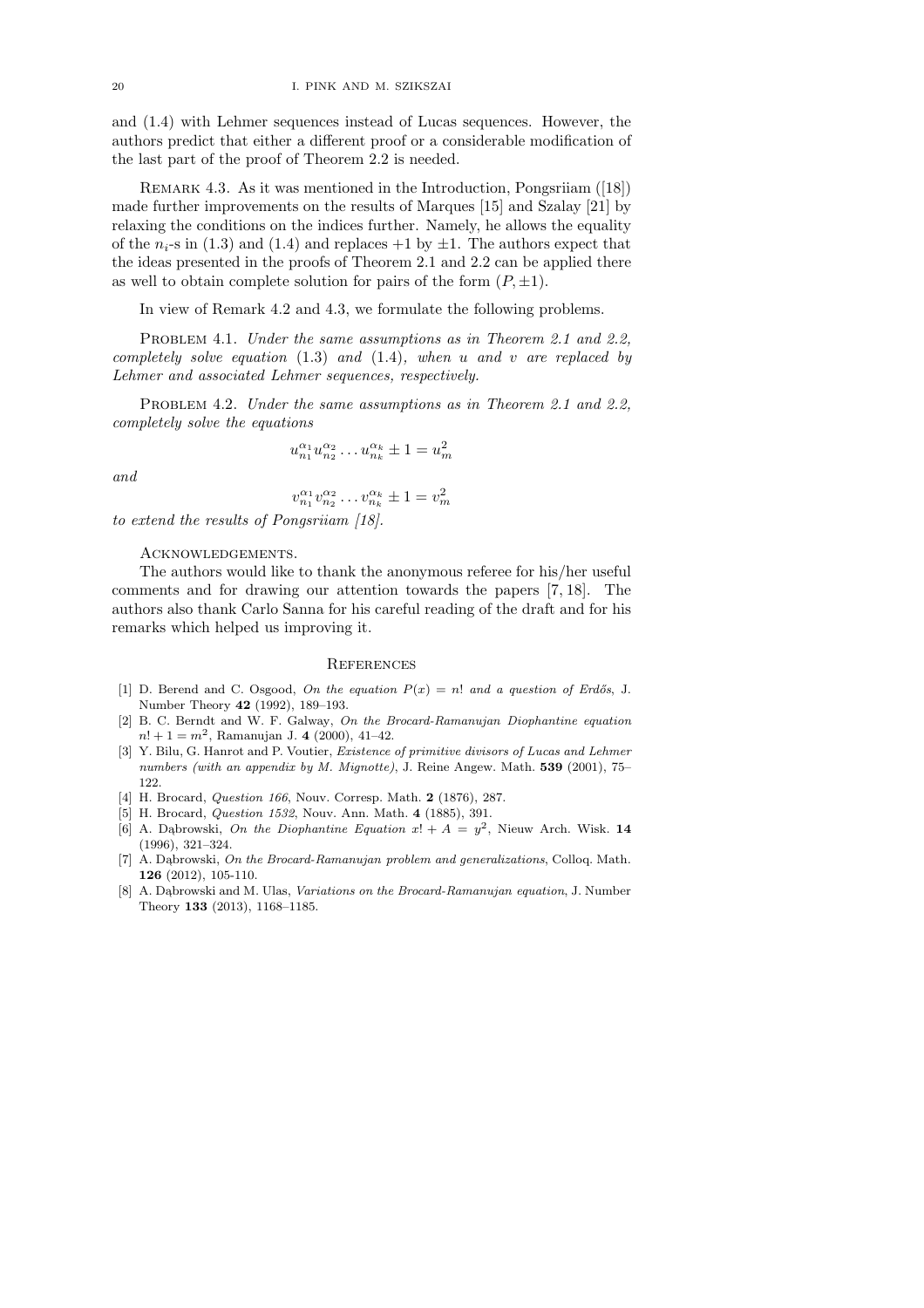and (1.4) with Lehmer sequences instead of Lucas sequences. However, the authors predict that either a different proof or a considerable modification of the last part of the proof of Theorem 2.2 is needed.

Remark 4.3. As it was mentioned in the Introduction, Pongsriiam ([18]) made further improvements on the results of Marques [15] and Szalay [21] by relaxing the conditions on the indices further. Namely, he allows the equality of the $n_i$-s in (1.3) and (1.4) and replaces $+1$ by $\pm 1$. The authors expect that the ideas presented in the proofs of Theorem 2.1 and 2.2 can be applied there as well to obtain complete solution for pairs of the form $(P, \pm 1)$.

In view of Remark 4.2 and 4.3, we formulate the following problems.

Problem 4.1. *Under the same assumptions as in Theorem 2.1 and 2.2, completely solve equation* (1.3) *and* (1.4)*, when* $u$ *and* $v$ *are replaced by Lehmer and associated Lehmer sequences, respectively.*

Problem 4.2. *Under the same assumptions as in Theorem 2.1 and 2.2, completely solve the equations*

$$u_{n_1}^{\alpha_1} u_{n_2}^{\alpha_2} \dots u_{n_k}^{\alpha_k} \pm 1 = u_m^2$$

*and*

$$v_{n_1}^{\alpha_1} v_{n_2}^{\alpha_2} \dots v_{n_k}^{\alpha_k} \pm 1 = v_m^2$$

*to extend the results of Pongsriiam [18].*

Acknowledgements.

The authors would like to thank the anonymous referee for his/her useful comments and for drawing our attention towards the papers [7, 18]. The authors also thank Carlo Sanna for his careful reading of the draft and for his remarks which helped us improving it.

## References

[1] D. Berend and C. Osgood, *On the equation $P(x) = n!$ and a question of Erdős*, J. Number Theory **42** (1992), 189–193.

[2] B. C. Berndt and W. F. Galway, *On the Brocard-Ramanujan Diophantine equation $n! + 1 = m^2$*, Ramanujan J. **4** (2000), 41–42.

[3] Y. Bilu, G. Hanrot and P. Voutier, *Existence of primitive divisors of Lucas and Lehmer numbers (with an appendix by M. Mignotte)*, J. Reine Angew. Math. **539** (2001), 75–122.

[4] H. Brocard, *Question 166*, Nouv. Corresp. Math. **2** (1876), 287.

[5] H. Brocard, *Question 1532*, Nouv. Ann. Math. **4** (1885), 391.

[6] A. Dąbrowski, *On the Diophantine Equation $x! + A = y^2$*, Nieuw Arch. Wisk. **14** (1996), 321–324.

[7] A. Dąbrowski, *On the Brocard-Ramanujan problem and generalizations*, Colloq. Math. **126** (2012), 105-110.

[8] A. Dąbrowski and M. Ulas, *Variations on the Brocard-Ramanujan equation*, J. Number Theory **133** (2013), 1168–1185.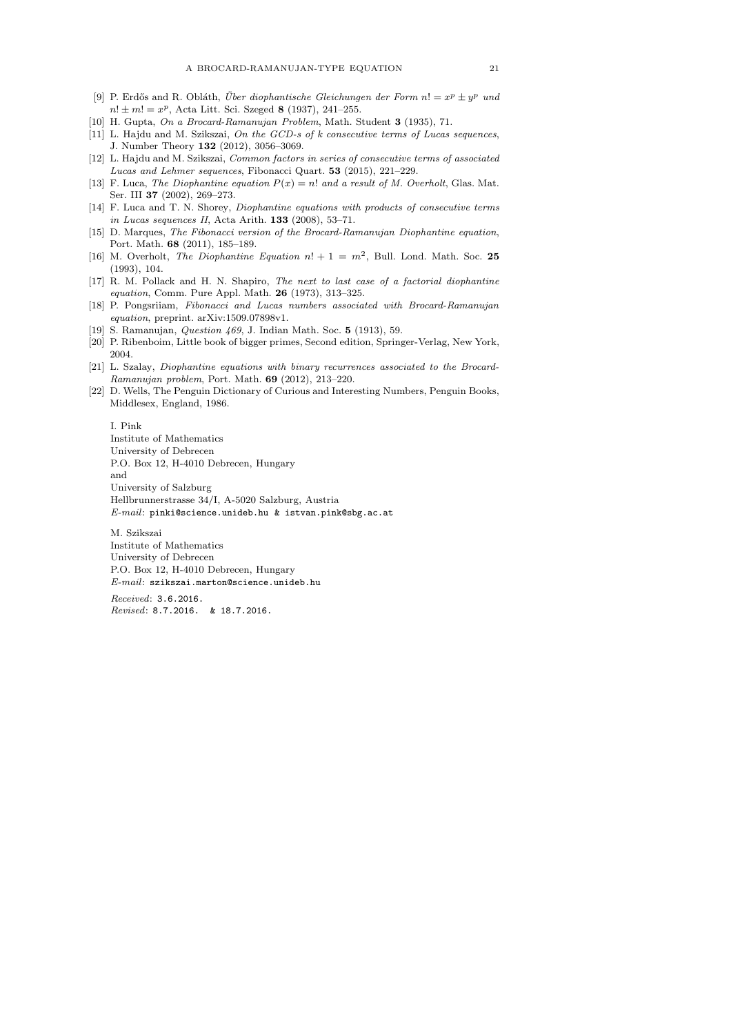[9] P. Erdős and R. Obláth, *Über diophantische Gleichungen der Form $n! = x^p \pm y^p$ und $n! \pm m! = x^p$*, Acta Litt. Sci. Szeged **8** (1937), 241–255.

[10] H. Gupta, *On a Brocard-Ramanujan Problem*, Math. Student **3** (1935), 71.

[11] L. Hajdu and M. Szikszai, *On the GCD-s of k consecutive terms of Lucas sequences*, J. Number Theory **132** (2012), 3056–3069.

[12] L. Hajdu and M. Szikszai, *Common factors in series of consecutive terms of associated Lucas and Lehmer sequences*, Fibonacci Quart. **53** (2015), 221–229.

[13] F. Luca, *The Diophantine equation $P(x) = n!$ and a result of M. Overholt*, Glas. Mat. Ser. III **37** (2002), 269–273.

[14] F. Luca and T. N. Shorey, *Diophantine equations with products of consecutive terms in Lucas sequences II*, Acta Arith. **133** (2008), 53–71.

[15] D. Marques, *The Fibonacci version of the Brocard-Ramanujan Diophantine equation*, Port. Math. **68** (2011), 185–189.

[16] M. Overholt, *The Diophantine Equation $n! + 1 = m^2$*, Bull. Lond. Math. Soc. **25** (1993), 104.

[17] R. M. Pollack and H. N. Shapiro, *The next to last case of a factorial diophantine equation*, Comm. Pure Appl. Math. **26** (1973), 313–325.

[18] P. Pongsriiam, *Fibonacci and Lucas numbers associated with Brocard-Ramanujan equation*, preprint. arXiv:1509.07898v1.

[19] S. Ramanujan, *Question 469*, J. Indian Math. Soc. **5** (1913), 59.

[20] P. Ribenboim, Little book of bigger primes, Second edition, Springer-Verlag, New York, 2004.

[21] L. Szalay, *Diophantine equations with binary recurrences associated to the Brocard-Ramanujan problem*, Port. Math. **69** (2012), 213–220.

[22] D. Wells, The Penguin Dictionary of Curious and Interesting Numbers, Penguin Books, Middlesex, England, 1986.

I. Pink
Institute of Mathematics
University of Debrecen
P.O. Box 12, H-4010 Debrecen, Hungary
and
University of Salzburg
Hellbrunnerstrasse 34/I, A-5020 Salzburg, Austria
*E-mail*: pinki@science.unideb.hu & istvan.pink@sbg.ac.at

M. Szikszai
Institute of Mathematics
University of Debrecen
P.O. Box 12, H-4010 Debrecen, Hungary
*E-mail*: szikszai.marton@science.unideb.hu

*Received*: 3.6.2016.
*Revised*: 8.7.2016. & 18.7.2016.